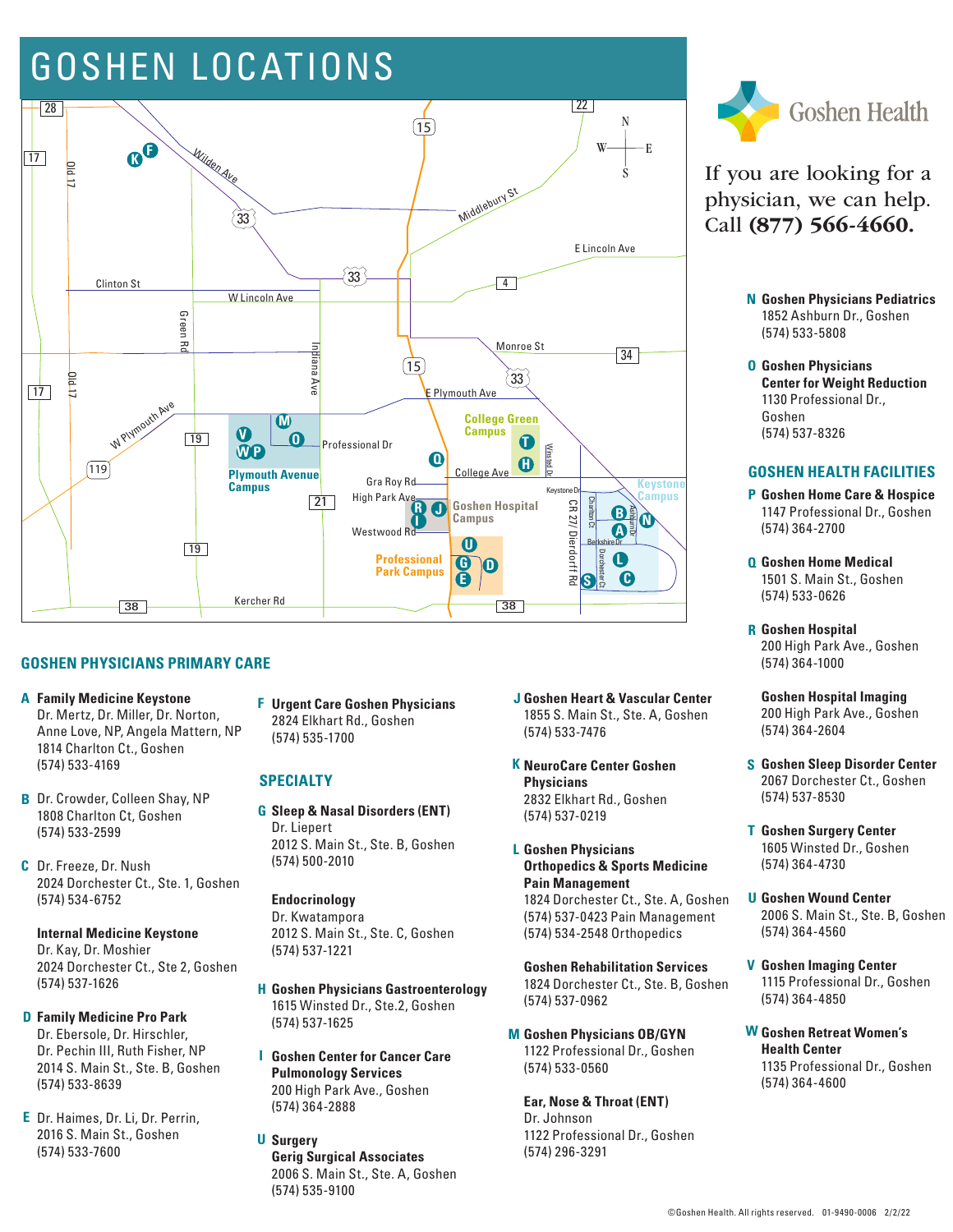# GOSHEN LOCATIONS

Goshen Health

If you are looking for a physician, we can help. Call **(877) 566-4660.**

## GOSHEN PHYSICIANS PRIMARY CARE

**A Family Medicine Keystone**
Dr. Mertz, Dr. Miller, Dr. Norton, Anne Love, NP, Angela Mattern, NP
1814 Charlton Ct., Goshen
(574) 533-4169

**B** Dr. Crowder, Colleen Shay, NP
1808 Charlton Ct, Goshen
(574) 533-2599

**C** Dr. Freeze, Dr. Nush
2024 Dorchester Ct., Ste. 1, Goshen
(574) 534-6752

**Internal Medicine Keystone**
Dr. Kay, Dr. Moshier
2024 Dorchester Ct., Ste 2, Goshen
(574) 537-1626

**D Family Medicine Pro Park**
Dr. Ebersole, Dr. Hirschler, Dr. Pechin III, Ruth Fisher, NP
2014 S. Main St., Ste. B, Goshen
(574) 533-8639

**E** Dr. Haimes, Dr. Li, Dr. Perrin,
2016 S. Main St., Goshen
(574) 533-7600

**F Urgent Care Goshen Physicians**
2824 Elkhart Rd., Goshen
(574) 535-1700

## SPECIALTY

**G Sleep & Nasal Disorders (ENT)**
Dr. Liepert
2012 S. Main St., Ste. B, Goshen
(574) 500-2010

**Endocrinology**
Dr. Kwatampora
2012 S. Main St., Ste. C, Goshen
(574) 537-1221

**H Goshen Physicians Gastroenterology**
1615 Winsted Dr., Ste.2, Goshen
(574) 537-1625

**I Goshen Center for Cancer Care Pulmonology Services**
200 High Park Ave., Goshen
(574) 364-2888

**U Surgery**
**Gerig Surgical Associates**
2006 S. Main St., Ste. A, Goshen
(574) 535-9100

**J Goshen Heart & Vascular Center**
1855 S. Main St., Ste. A, Goshen
(574) 533-7476

**K NeuroCare Center Goshen Physicians**
2832 Elkhart Rd., Goshen
(574) 537-0219

**L Goshen Physicians Orthopedics & Sports Medicine Pain Management**
1824 Dorchester Ct., Ste. A, Goshen
(574) 537-0423 Pain Management
(574) 534-2548 Orthopedics

**Goshen Rehabilitation Services**
1824 Dorchester Ct., Ste. B, Goshen
(574) 537-0962

**M Goshen Physicians OB/GYN**
1122 Professional Dr., Goshen
(574) 533-0560

**Ear, Nose & Throat (ENT)**
Dr. Johnson
1122 Professional Dr., Goshen
(574) 296-3291

**N Goshen Physicians Pediatrics**
1852 Ashburn Dr., Goshen
(574) 533-5808

**O Goshen Physicians Center for Weight Reduction**
1130 Professional Dr., Goshen
(574) 537-8326

## GOSHEN HEALTH FACILITIES

**P Goshen Home Care & Hospice**
1147 Professional Dr., Goshen
(574) 364-2700

**Q Goshen Home Medical**
1501 S. Main St., Goshen
(574) 533-0626

**R Goshen Hospital**
200 High Park Ave., Goshen
(574) 364-1000

**Goshen Hospital Imaging**
200 High Park Ave., Goshen
(574) 364-2604

**S Goshen Sleep Disorder Center**
2067 Dorchester Ct., Goshen
(574) 537-8530

**T Goshen Surgery Center**
1605 Winsted Dr., Goshen
(574) 364-4730

**U Goshen Wound Center**
2006 S. Main St., Ste. B, Goshen
(574) 364-4560

**V Goshen Imaging Center**
1115 Professional Dr., Goshen
(574) 364-4850

**W Goshen Retreat Women's Health Center**
1135 Professional Dr., Goshen
(574) 364-4600

©Goshen Health. All rights reserved. 01-9490-0006 2/2/22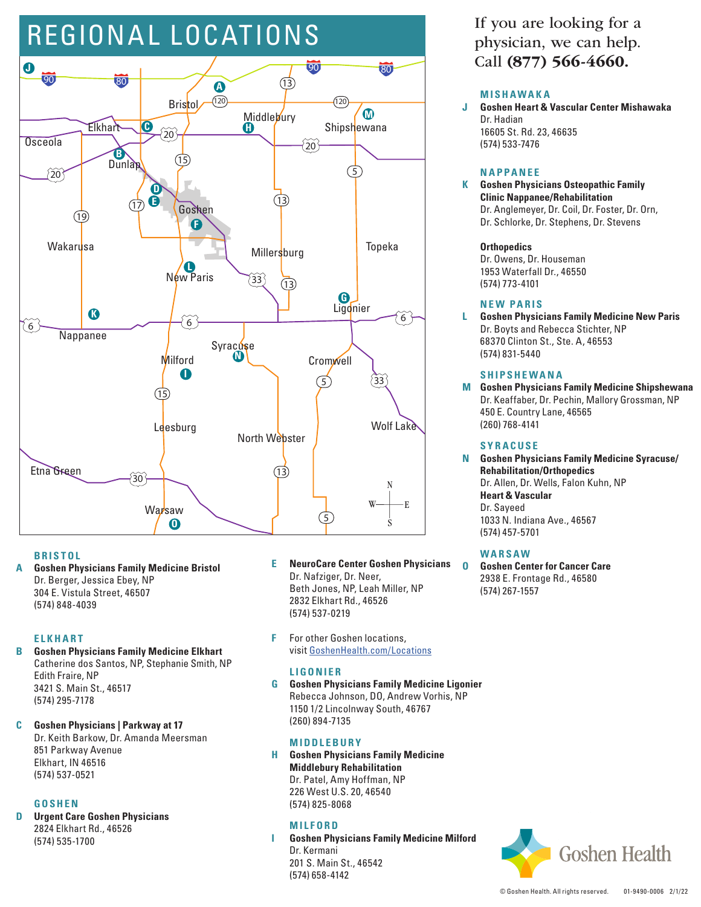# REGIONAL LOCATIONS

Bristol
Middlebury
Shipshewana
Elkhart
Osceola
Dunlap
Goshen
Wakarusa
Millersburg
Topeka
New Paris
Ligonier
Nappanee
Syracuse
Milford
Cromwell
Leesburg
North Webster
Wolf Lake
Etna Green
Warsaw

If you are looking for a physician, we can help. Call **(877) 566-4660.**

## BRISTOL

**A** **Goshen Physicians Family Medicine Bristol**
Dr. Berger, Jessica Ebey, NP
304 E. Vistula Street, 46507
(574) 848-4039

## ELKHART

**B** **Goshen Physicians Family Medicine Elkhart**
Catherine dos Santos, NP, Stephanie Smith, NP
Edith Fraire, NP
3421 S. Main St., 46517
(574) 295-7178

**C** **Goshen Physicians | Parkway at 17**
Dr. Keith Barkow, Dr. Amanda Meersman
851 Parkway Avenue
Elkhart, IN 46516
(574) 537-0521

## GOSHEN

**D** **Urgent Care Goshen Physicians**
2824 Elkhart Rd., 46526
(574) 535-1700

**E** **NeuroCare Center Goshen Physicians**
Dr. Nafziger, Dr. Neer,
Beth Jones, NP, Leah Miller, NP
2832 Elkhart Rd., 46526
(574) 537-0219

**F** For other Goshen locations,
visit GoshenHealth.com/Locations

## LIGONIER

**G** **Goshen Physicians Family Medicine Ligonier**
Rebecca Johnson, DO, Andrew Vorhis, NP
1150 1/2 Lincolnway South, 46767
(260) 894-7135

## MIDDLEBURY

**H** **Goshen Physicians Family Medicine Middlebury Rehabilitation**
Dr. Patel, Amy Hoffman, NP
226 West U.S. 20, 46540
(574) 825-8068

## MILFORD

**I** **Goshen Physicians Family Medicine Milford**
Dr. Kermani
201 S. Main St., 46542
(574) 658-4142

## MISHAWAKA

**J** **Goshen Heart & Vascular Center Mishawaka**
Dr. Hadian
16605 St. Rd. 23, 46635
(574) 533-7476

## NAPPANEE

**K** **Goshen Physicians Osteopathic Family Clinic Nappanee/Rehabilitation**
Dr. Anglemeyer, Dr. Coil, Dr. Foster, Dr. Orn,
Dr. Schlorke, Dr. Stephens, Dr. Stevens

**Orthopedics**
Dr. Owens, Dr. Houseman
1953 Waterfall Dr., 46550
(574) 773-4101

## NEW PARIS

**L** **Goshen Physicians Family Medicine New Paris**
Dr. Boyts and Rebecca Stichter, NP
68370 Clinton St., Ste. A, 46553
(574) 831-5440

## SHIPSHEWANA

**M** **Goshen Physicians Family Medicine Shipshewana**
Dr. Keaffaber, Dr. Pechin, Mallory Grossman, NP
450 E. Country Lane, 46565
(260) 768-4141

## SYRACUSE

**N** **Goshen Physicians Family Medicine Syracuse/ Rehabilitation/Orthopedics**
Dr. Allen, Dr. Wells, Falon Kuhn, NP
**Heart & Vascular**
Dr. Sayeed
1033 N. Indiana Ave., 46567
(574) 457-5701

## WARSAW

**O** **Goshen Center for Cancer Care**
2938 E. Frontage Rd., 46580
(574) 267-1557

Goshen Health

© Goshen Health. All rights reserved. 01-9490-0006 2/1/22